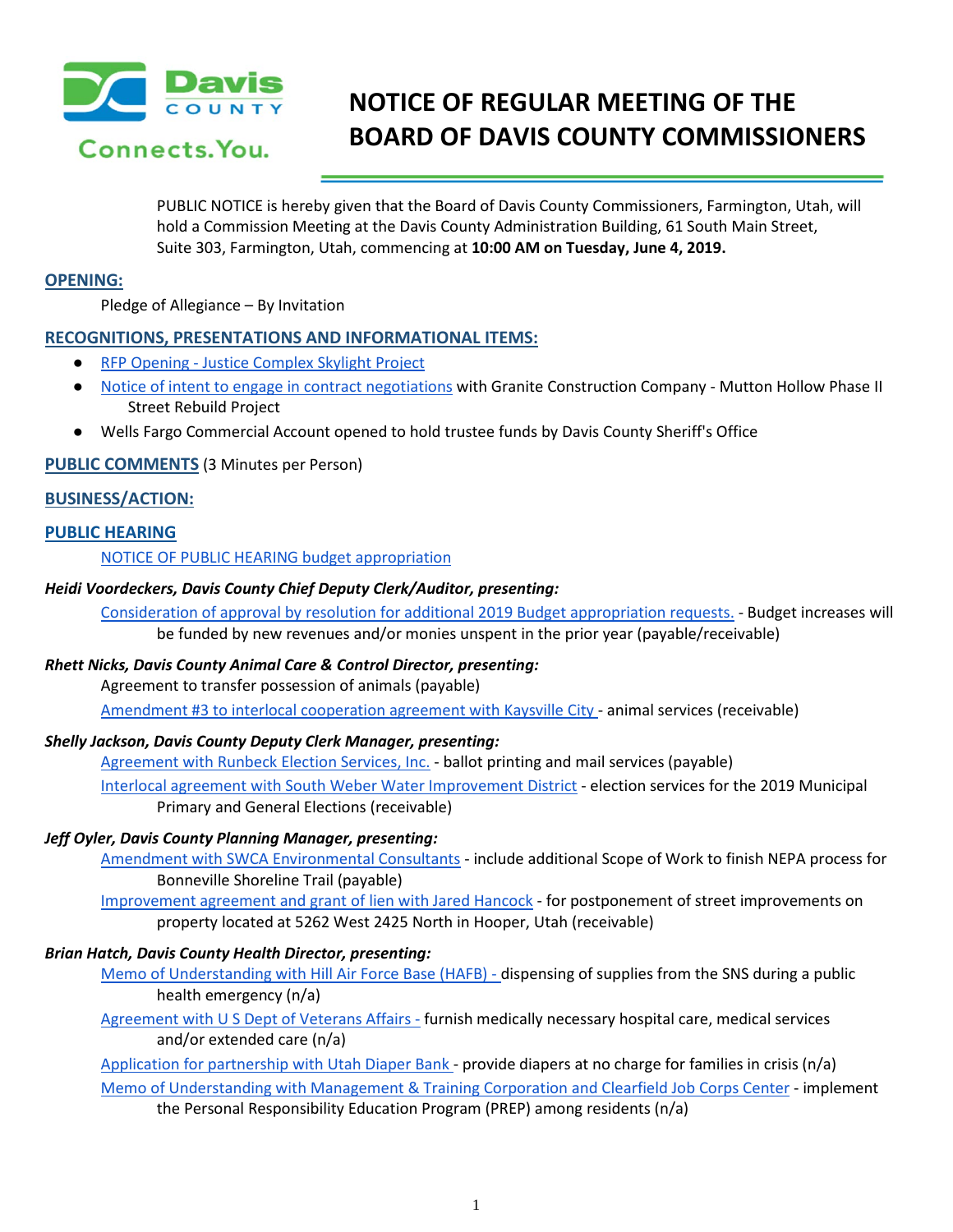Davis COUNTY Connects.You.

# NOTICE OF REGULAR MEETING OF THE BOARD OF DAVIS COUNTY COMMISSIONERS

PUBLIC NOTICE is hereby given that the Board of Davis County Commissioners, Farmington, Utah, will hold a Commission Meeting at the Davis County Administration Building, 61 South Main Street, Suite 303, Farmington, Utah, commencing at **10:00 AM on Tuesday, June 4, 2019.**

## OPENING:

Pledge of Allegiance – By Invitation

## RECOGNITIONS, PRESENTATIONS AND INFORMATIONAL ITEMS:

- RFP Opening - Justice Complex Skylight Project
- Notice of intent to engage in contract negotiations with Granite Construction Company - Mutton Hollow Phase II Street Rebuild Project
- Wells Fargo Commercial Account opened to hold trustee funds by Davis County Sheriff's Office

## PUBLIC COMMENTS (3 Minutes per Person)

## BUSINESS/ACTION:

## PUBLIC HEARING

NOTICE OF PUBLIC HEARING budget appropriation

***Heidi Voordeckers, Davis County Chief Deputy Clerk/Auditor, presenting:***

Consideration of approval by resolution for additional 2019 Budget appropriation requests. - Budget increases will be funded by new revenues and/or monies unspent in the prior year (payable/receivable)

***Rhett Nicks, Davis County Animal Care & Control Director, presenting:***

Agreement to transfer possession of animals (payable)

Amendment #3 to interlocal cooperation agreement with Kaysville City - animal services (receivable)

***Shelly Jackson, Davis County Deputy Clerk Manager, presenting:***

Agreement with Runbeck Election Services, Inc. - ballot printing and mail services (payable)

Interlocal agreement with South Weber Water Improvement District - election services for the 2019 Municipal Primary and General Elections (receivable)

***Jeff Oyler, Davis County Planning Manager, presenting:***

Amendment with SWCA Environmental Consultants - include additional Scope of Work to finish NEPA process for Bonneville Shoreline Trail (payable)

Improvement agreement and grant of lien with Jared Hancock - for postponement of street improvements on property located at 5262 West 2425 North in Hooper, Utah (receivable)

***Brian Hatch, Davis County Health Director, presenting:***

Memo of Understanding with Hill Air Force Base (HAFB) - dispensing of supplies from the SNS during a public health emergency (n/a)

Agreement with U S Dept of Veterans Affairs - furnish medically necessary hospital care, medical services and/or extended care (n/a)

Application for partnership with Utah Diaper Bank - provide diapers at no charge for families in crisis (n/a)

Memo of Understanding with Management & Training Corporation and Clearfield Job Corps Center - implement the Personal Responsibility Education Program (PREP) among residents (n/a)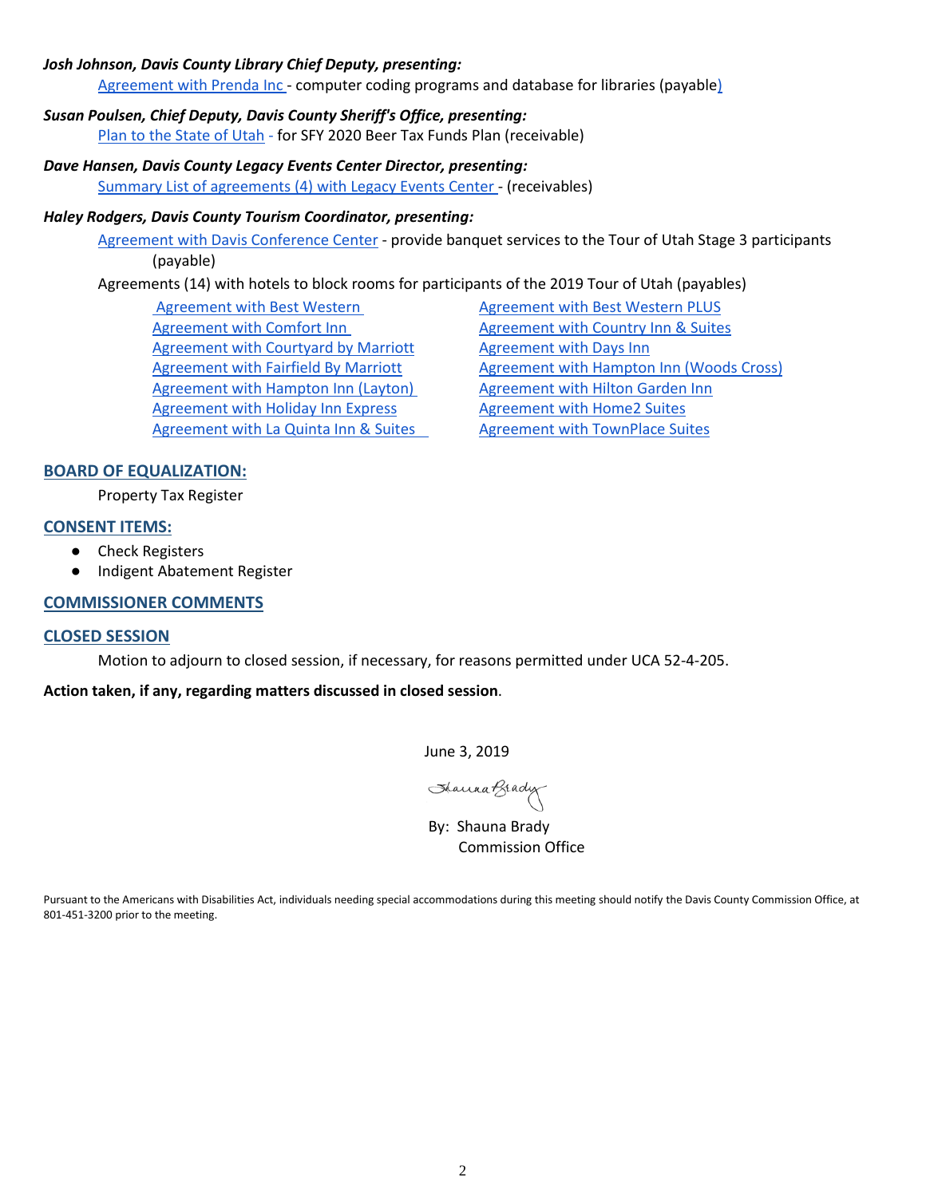***Josh Johnson, Davis County Library Chief Deputy, presenting:***

Agreement with Prenda Inc - computer coding programs and database for libraries (payable)

***Susan Poulsen, Chief Deputy, Davis County Sheriff's Office, presenting:***

Plan to the State of Utah - for SFY 2020 Beer Tax Funds Plan (receivable)

***Dave Hansen, Davis County Legacy Events Center Director, presenting:***

Summary List of agreements (4) with Legacy Events Center - (receivables)

***Haley Rodgers, Davis County Tourism Coordinator, presenting:***

Agreement with Davis Conference Center - provide banquet services to the Tour of Utah Stage 3 participants (payable)

Agreements (14) with hotels to block rooms for participants of the 2019 Tour of Utah (payables)

- Agreement with Best Western
- Agreement with Best Western PLUS
- Agreement with Comfort Inn
- Agreement with Country Inn & Suites
- Agreement with Courtyard by Marriott
- Agreement with Days Inn
- Agreement with Fairfield By Marriott
- Agreement with Hampton Inn (Woods Cross)
- Agreement with Hampton Inn (Layton)
- Agreement with Hilton Garden Inn
- Agreement with Holiday Inn Express
- Agreement with Home2 Suites
- Agreement with La Quinta Inn & Suites
- Agreement with TownPlace Suites

## BOARD OF EQUALIZATION:

Property Tax Register

## CONSENT ITEMS:

- Check Registers
- Indigent Abatement Register

## COMMISSIONER COMMENTS

## CLOSED SESSION

Motion to adjourn to closed session, if necessary, for reasons permitted under UCA 52-4-205.

**Action taken, if any, regarding matters discussed in closed session**.

June 3, 2019

By: Shauna Brady
Commission Office

Pursuant to the Americans with Disabilities Act, individuals needing special accommodations during this meeting should notify the Davis County Commission Office, at 801-451-3200 prior to the meeting.